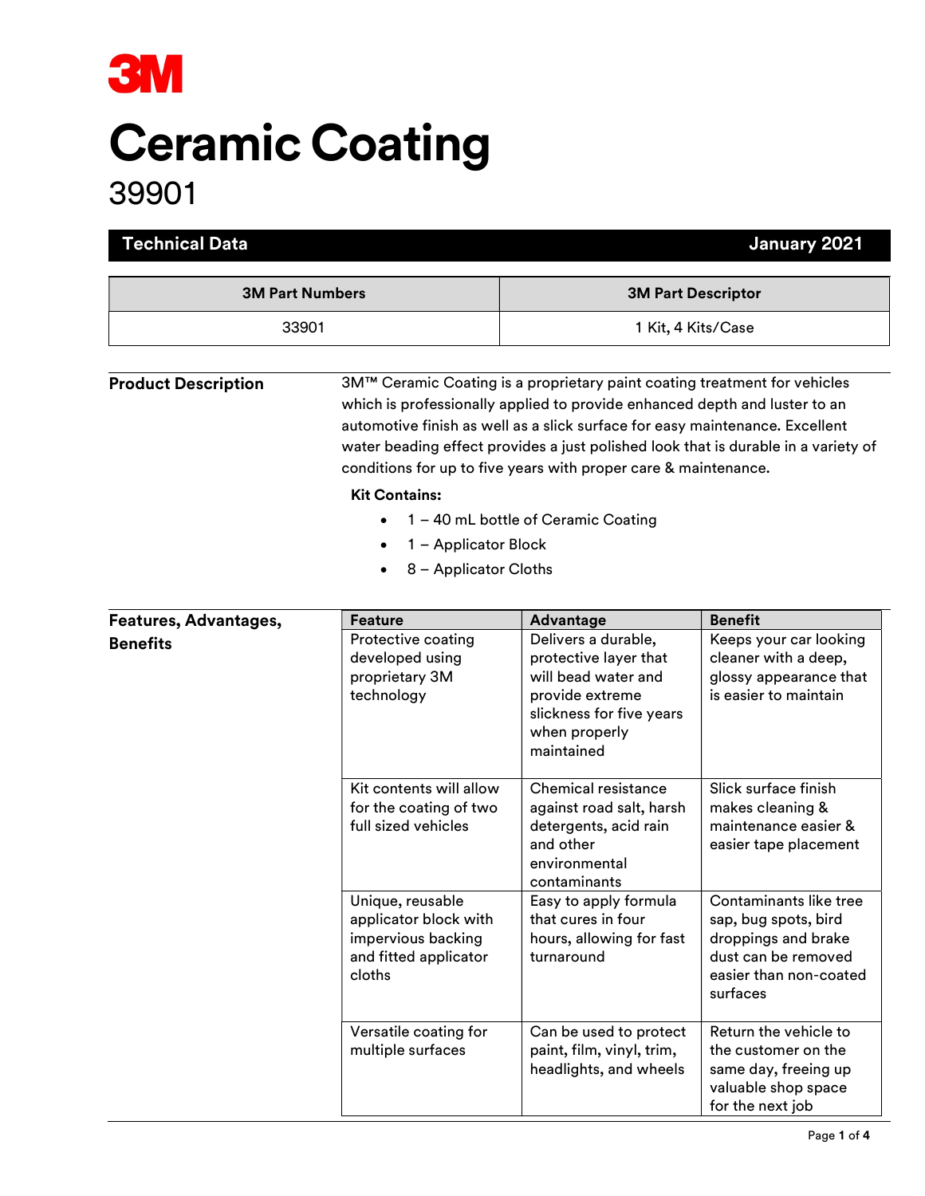# 3M

# Ceramic Coating

## 39901

**Technical Data** | **January 2021**

| 3M Part Numbers | 3M Part Descriptor |
| --- | --- |
| 33901 | 1 Kit, 4 Kits/Case |

### Product Description

3M™ Ceramic Coating is a proprietary paint coating treatment for vehicles which is professionally applied to provide enhanced depth and luster to an automotive finish as well as a slick surface for easy maintenance. Excellent water beading effect provides a just polished look that is durable in a variety of conditions for up to five years with proper care & maintenance.

**Kit Contains:**

- 1 – 40 mL bottle of Ceramic Coating
- 1 – Applicator Block
- 8 – Applicator Cloths

### Features, Advantages, Benefits

| Feature | Advantage | Benefit |
| --- | --- | --- |
| Protective coating developed using proprietary 3M technology | Delivers a durable, protective layer that will bead water and provide extreme slickness for five years when properly maintained | Keeps your car looking cleaner with a deep, glossy appearance that is easier to maintain |
| Kit contents will allow for the coating of two full sized vehicles | Chemical resistance against road salt, harsh detergents, acid rain and other environmental contaminants | Slick surface finish makes cleaning & maintenance easier & easier tape placement |
| Unique, reusable applicator block with impervious backing and fitted applicator cloths | Easy to apply formula that cures in four hours, allowing for fast turnaround | Contaminants like tree sap, bug spots, bird droppings and brake dust can be removed easier than non-coated surfaces |
| Versatile coating for multiple surfaces | Can be used to protect paint, film, vinyl, trim, headlights, and wheels | Return the vehicle to the customer on the same day, freeing up valuable shop space for the next job |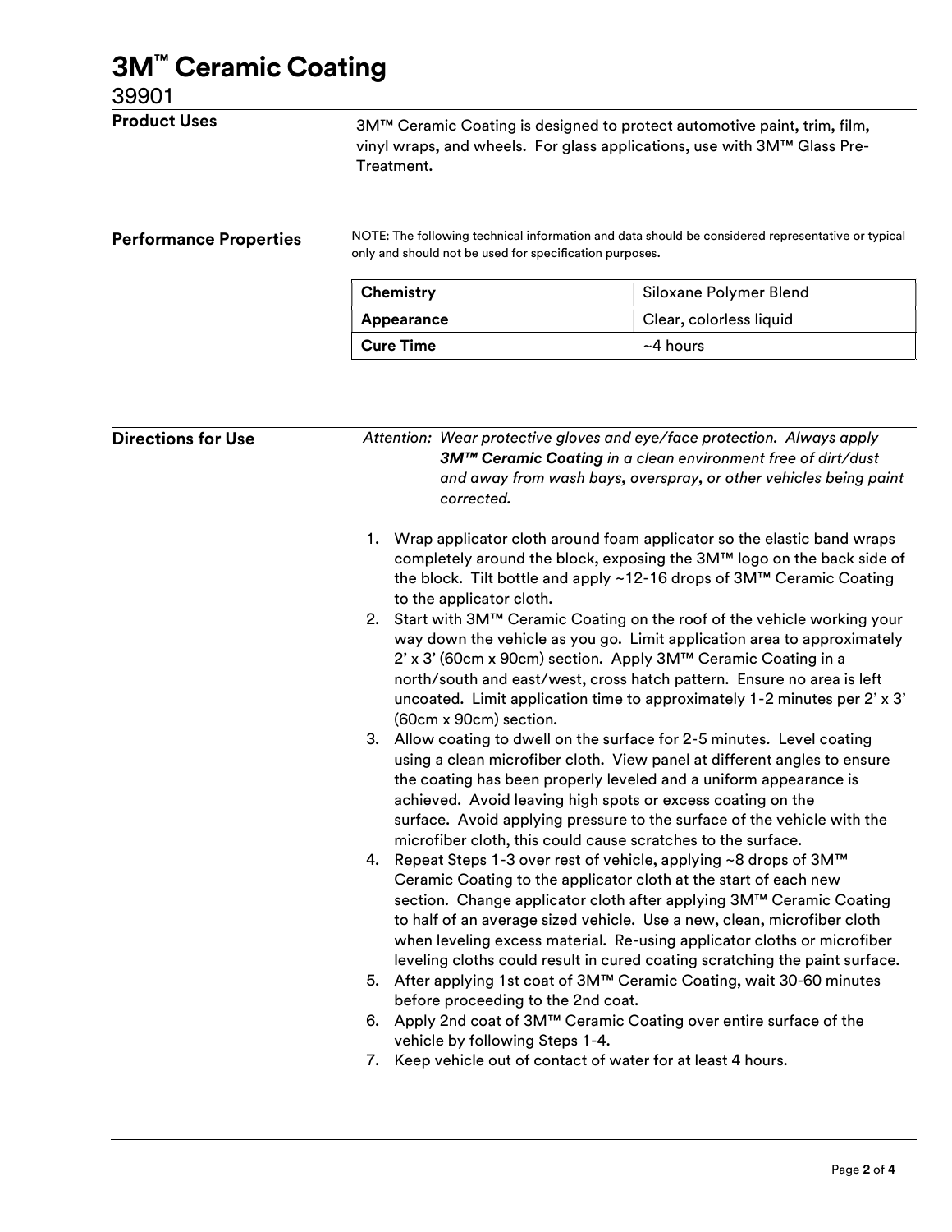# 3M™ Ceramic Coating

39901

## Product Uses

3M™ Ceramic Coating is designed to protect automotive paint, trim, film, vinyl wraps, and wheels. For glass applications, use with 3M™ Glass Pre-Treatment.

## Performance Properties

NOTE: The following technical information and data should be considered representative or typical only and should not be used for specification purposes.

| | |
|---|---|
| **Chemistry** | Siloxane Polymer Blend |
| **Appearance** | Clear, colorless liquid |
| **Cure Time** | ~4 hours |

## Directions for Use

*Attention: Wear protective gloves and eye/face protection. Always apply **3M™ Ceramic Coating** in a clean environment free of dirt/dust and away from wash bays, overspray, or other vehicles being paint corrected.*

1. Wrap applicator cloth around foam applicator so the elastic band wraps completely around the block, exposing the 3M™ logo on the back side of the block. Tilt bottle and apply ~12-16 drops of 3M™ Ceramic Coating to the applicator cloth.
2. Start with 3M™ Ceramic Coating on the roof of the vehicle working your way down the vehicle as you go. Limit application area to approximately 2' x 3' (60cm x 90cm) section. Apply 3M™ Ceramic Coating in a north/south and east/west, cross hatch pattern. Ensure no area is left uncoated. Limit application time to approximately 1-2 minutes per 2' x 3' (60cm x 90cm) section.
3. Allow coating to dwell on the surface for 2-5 minutes. Level coating using a clean microfiber cloth. View panel at different angles to ensure the coating has been properly leveled and a uniform appearance is achieved. Avoid leaving high spots or excess coating on the surface. Avoid applying pressure to the surface of the vehicle with the microfiber cloth, this could cause scratches to the surface.
4. Repeat Steps 1-3 over rest of vehicle, applying ~8 drops of 3M™ Ceramic Coating to the applicator cloth at the start of each new section. Change applicator cloth after applying 3M™ Ceramic Coating to half of an average sized vehicle. Use a new, clean, microfiber cloth when leveling excess material. Re-using applicator cloths or microfiber leveling cloths could result in cured coating scratching the paint surface.
5. After applying 1st coat of 3M™ Ceramic Coating, wait 30-60 minutes before proceeding to the 2nd coat.
6. Apply 2nd coat of 3M™ Ceramic Coating over entire surface of the vehicle by following Steps 1-4.
7. Keep vehicle out of contact of water for at least 4 hours.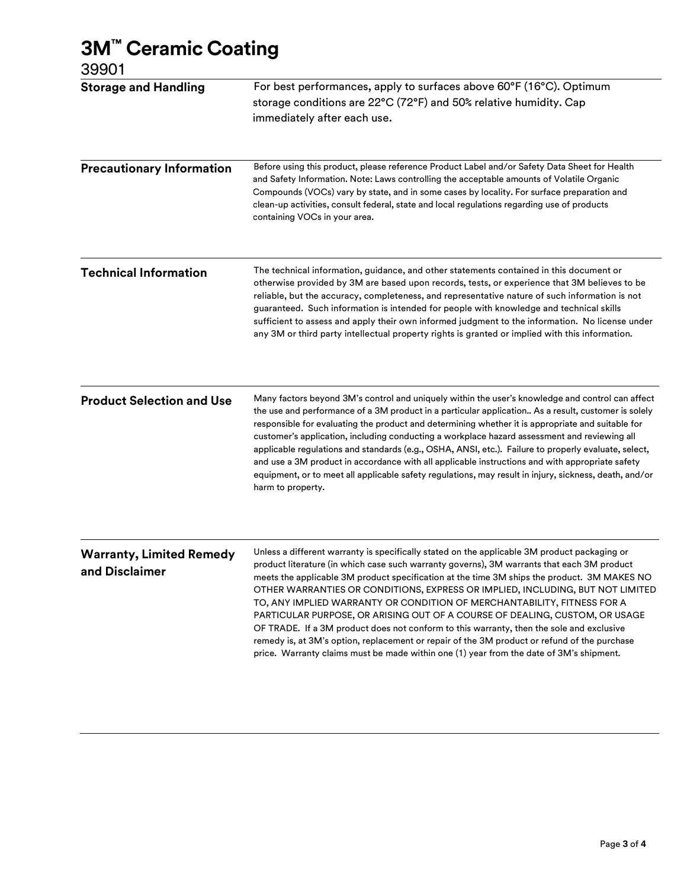# 3M™ Ceramic Coating

39901

## Storage and Handling

For best performances, apply to surfaces above 60°F (16°C). Optimum storage conditions are 22°C (72°F) and 50% relative humidity. Cap immediately after each use.

## Precautionary Information

Before using this product, please reference Product Label and/or Safety Data Sheet for Health and Safety Information. Note: Laws controlling the acceptable amounts of Volatile Organic Compounds (VOCs) vary by state, and in some cases by locality. For surface preparation and clean-up activities, consult federal, state and local regulations regarding use of products containing VOCs in your area.

## Technical Information

The technical information, guidance, and other statements contained in this document or otherwise provided by 3M are based upon records, tests, or experience that 3M believes to be reliable, but the accuracy, completeness, and representative nature of such information is not guaranteed. Such information is intended for people with knowledge and technical skills sufficient to assess and apply their own informed judgment to the information. No license under any 3M or third party intellectual property rights is granted or implied with this information.

## Product Selection and Use

Many factors beyond 3M's control and uniquely within the user's knowledge and control can affect the use and performance of a 3M product in a particular application.. As a result, customer is solely responsible for evaluating the product and determining whether it is appropriate and suitable for customer's application, including conducting a workplace hazard assessment and reviewing all applicable regulations and standards (e.g., OSHA, ANSI, etc.). Failure to properly evaluate, select, and use a 3M product in accordance with all applicable instructions and with appropriate safety equipment, or to meet all applicable safety regulations, may result in injury, sickness, death, and/or harm to property.

## Warranty, Limited Remedy and Disclaimer

Unless a different warranty is specifically stated on the applicable 3M product packaging or product literature (in which case such warranty governs), 3M warrants that each 3M product meets the applicable 3M product specification at the time 3M ships the product. 3M MAKES NO OTHER WARRANTIES OR CONDITIONS, EXPRESS OR IMPLIED, INCLUDING, BUT NOT LIMITED TO, ANY IMPLIED WARRANTY OR CONDITION OF MERCHANTABILITY, FITNESS FOR A PARTICULAR PURPOSE, OR ARISING OUT OF A COURSE OF DEALING, CUSTOM, OR USAGE OF TRADE. If a 3M product does not conform to this warranty, then the sole and exclusive remedy is, at 3M's option, replacement or repair of the 3M product or refund of the purchase price. Warranty claims must be made within one (1) year from the date of 3M's shipment.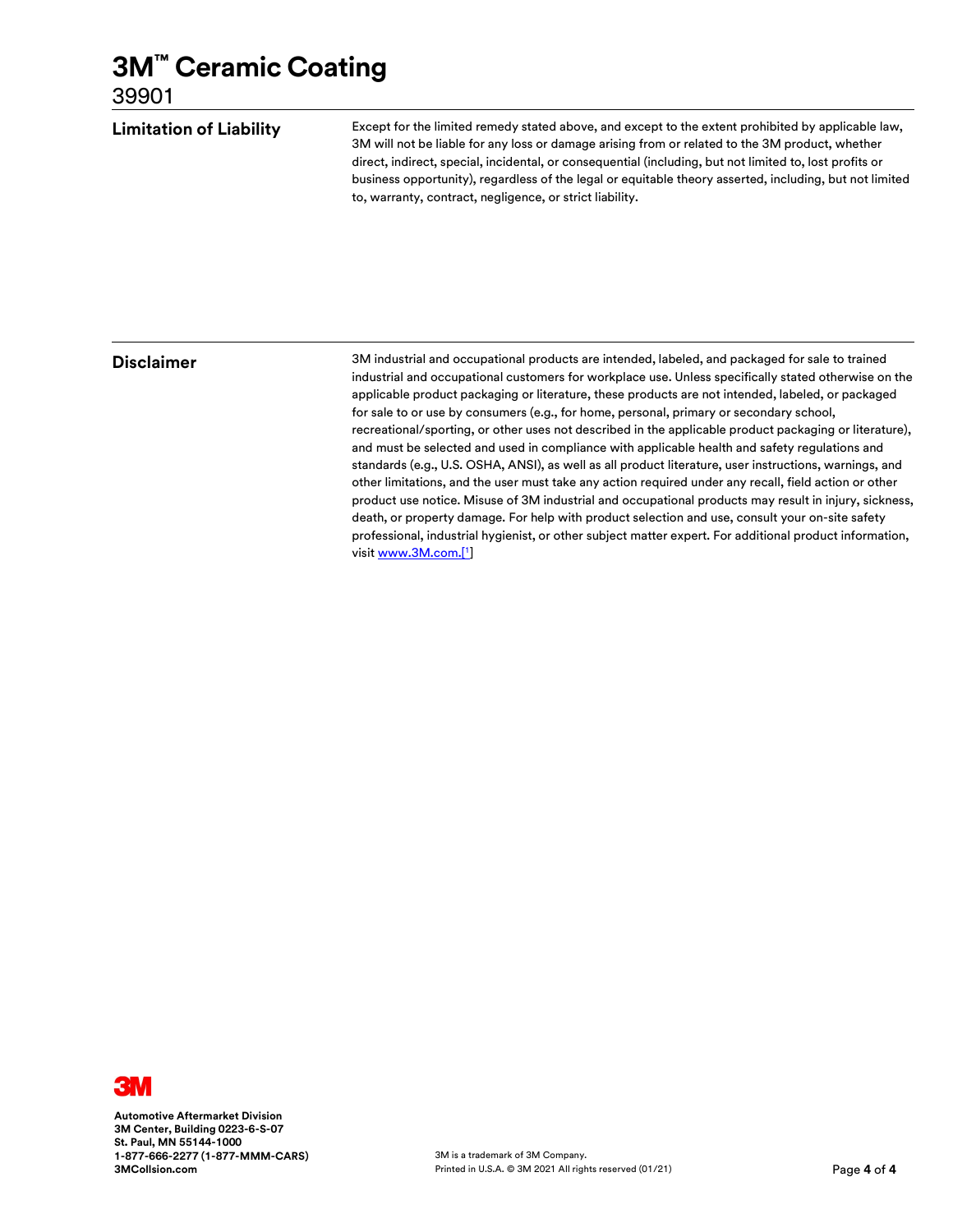## Limitation of Liability

Except for the limited remedy stated above, and except to the extent prohibited by applicable law, 3M will not be liable for any loss or damage arising from or related to the 3M product, whether direct, indirect, special, incidental, or consequential (including, but not limited to, lost profits or business opportunity), regardless of the legal or equitable theory asserted, including, but not limited to, warranty, contract, negligence, or strict liability.

## Disclaimer

3M industrial and occupational products are intended, labeled, and packaged for sale to trained industrial and occupational customers for workplace use. Unless specifically stated otherwise on the applicable product packaging or literature, these products are not intended, labeled, or packaged for sale to or use by consumers (e.g., for home, personal, primary or secondary school, recreational/sporting, or other uses not described in the applicable product packaging or literature), and must be selected and used in compliance with applicable health and safety regulations and standards (e.g., U.S. OSHA, ANSI), as well as all product literature, user instructions, warnings, and other limitations, and the user must take any action required under any recall, field action or other product use notice. Misuse of 3M industrial and occupational products may result in injury, sickness, death, or property damage. For help with product selection and use, consult your on-site safety professional, industrial hygienist, or other subject matter expert. For additional product information, visit www.3M.com.[1]

**Automotive Aftermarket Division**
**3M Center, Building 0223-6-S-07**
**St. Paul, MN 55144-1000**
**1-877-666-2277 (1-877-MMM-CARS)**
**3MCollsion.com**

3M is a trademark of 3M Company.
Printed in U.S.A. © 3M 2021 All rights reserved (01/21)